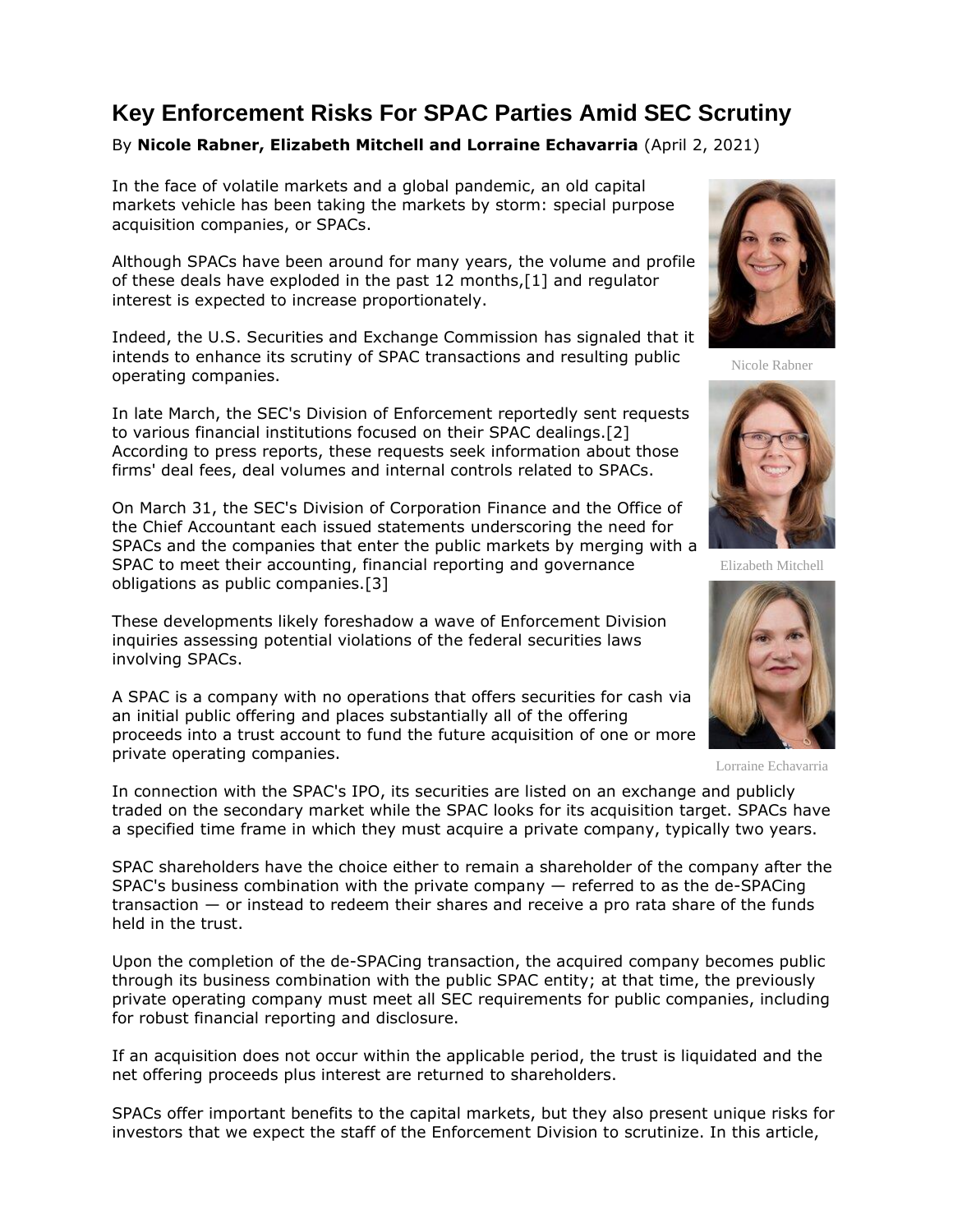# Key Enforcement Risks For SPAC Parties Amid SEC Scrutiny

By **Nicole Rabner, Elizabeth Mitchell and Lorraine Echavarria** (April 2, 2021)

In the face of volatile markets and a global pandemic, an old capital markets vehicle has been taking the markets by storm: special purpose acquisition companies, or SPACs.

Although SPACs have been around for many years, the volume and profile of these deals have exploded in the past 12 months,[1] and regulator interest is expected to increase proportionately.

Indeed, the U.S. Securities and Exchange Commission has signaled that it intends to enhance its scrutiny of SPAC transactions and resulting public operating companies.

In late March, the SEC's Division of Enforcement reportedly sent requests to various financial institutions focused on their SPAC dealings.[2] According to press reports, these requests seek information about those firms' deal fees, deal volumes and internal controls related to SPACs.

On March 31, the SEC's Division of Corporation Finance and the Office of the Chief Accountant each issued statements underscoring the need for SPACs and the companies that enter the public markets by merging with a SPAC to meet their accounting, financial reporting and governance obligations as public companies.[3]

These developments likely foreshadow a wave of Enforcement Division inquiries assessing potential violations of the federal securities laws involving SPACs.

A SPAC is a company with no operations that offers securities for cash via an initial public offering and places substantially all of the offering proceeds into a trust account to fund the future acquisition of one or more private operating companies.

Nicole Rabner

Elizabeth Mitchell

Lorraine Echavarria

In connection with the SPAC's IPO, its securities are listed on an exchange and publicly traded on the secondary market while the SPAC looks for its acquisition target. SPACs have a specified time frame in which they must acquire a private company, typically two years.

SPAC shareholders have the choice either to remain a shareholder of the company after the SPAC's business combination with the private company — referred to as the de-SPACing transaction — or instead to redeem their shares and receive a pro rata share of the funds held in the trust.

Upon the completion of the de-SPACing transaction, the acquired company becomes public through its business combination with the public SPAC entity; at that time, the previously private operating company must meet all SEC requirements for public companies, including for robust financial reporting and disclosure.

If an acquisition does not occur within the applicable period, the trust is liquidated and the net offering proceeds plus interest are returned to shareholders.

SPACs offer important benefits to the capital markets, but they also present unique risks for investors that we expect the staff of the Enforcement Division to scrutinize. In this article,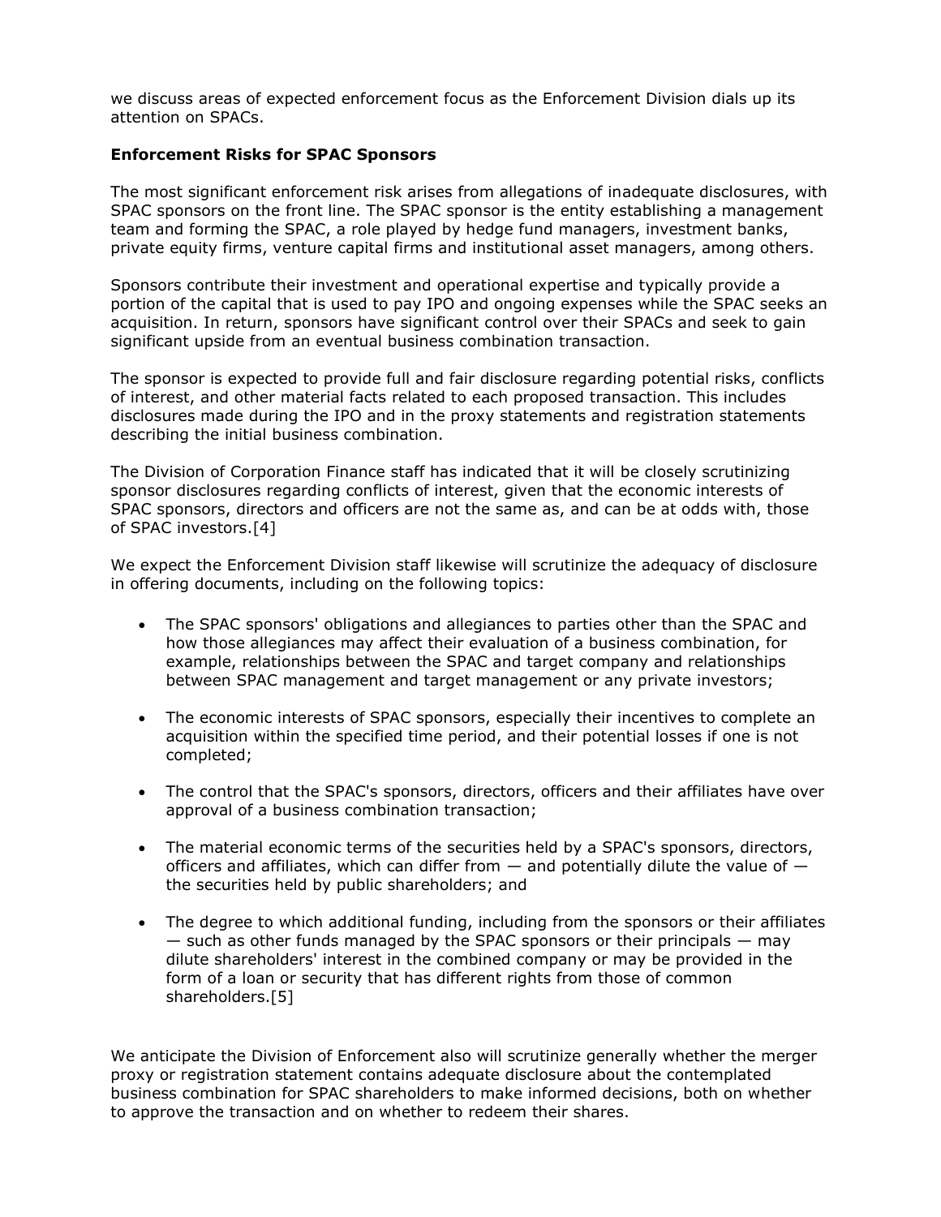we discuss areas of expected enforcement focus as the Enforcement Division dials up its attention on SPACs.

**Enforcement Risks for SPAC Sponsors**

The most significant enforcement risk arises from allegations of inadequate disclosures, with SPAC sponsors on the front line. The SPAC sponsor is the entity establishing a management team and forming the SPAC, a role played by hedge fund managers, investment banks, private equity firms, venture capital firms and institutional asset managers, among others.

Sponsors contribute their investment and operational expertise and typically provide a portion of the capital that is used to pay IPO and ongoing expenses while the SPAC seeks an acquisition. In return, sponsors have significant control over their SPACs and seek to gain significant upside from an eventual business combination transaction.

The sponsor is expected to provide full and fair disclosure regarding potential risks, conflicts of interest, and other material facts related to each proposed transaction. This includes disclosures made during the IPO and in the proxy statements and registration statements describing the initial business combination.

The Division of Corporation Finance staff has indicated that it will be closely scrutinizing sponsor disclosures regarding conflicts of interest, given that the economic interests of SPAC sponsors, directors and officers are not the same as, and can be at odds with, those of SPAC investors.[4]

We expect the Enforcement Division staff likewise will scrutinize the adequacy of disclosure in offering documents, including on the following topics:

- The SPAC sponsors' obligations and allegiances to parties other than the SPAC and how those allegiances may affect their evaluation of a business combination, for example, relationships between the SPAC and target company and relationships between SPAC management and target management or any private investors;
- The economic interests of SPAC sponsors, especially their incentives to complete an acquisition within the specified time period, and their potential losses if one is not completed;
- The control that the SPAC's sponsors, directors, officers and their affiliates have over approval of a business combination transaction;
- The material economic terms of the securities held by a SPAC's sponsors, directors, officers and affiliates, which can differ from — and potentially dilute the value of — the securities held by public shareholders; and
- The degree to which additional funding, including from the sponsors or their affiliates — such as other funds managed by the SPAC sponsors or their principals — may dilute shareholders' interest in the combined company or may be provided in the form of a loan or security that has different rights from those of common shareholders.[5]

We anticipate the Division of Enforcement also will scrutinize generally whether the merger proxy or registration statement contains adequate disclosure about the contemplated business combination for SPAC shareholders to make informed decisions, both on whether to approve the transaction and on whether to redeem their shares.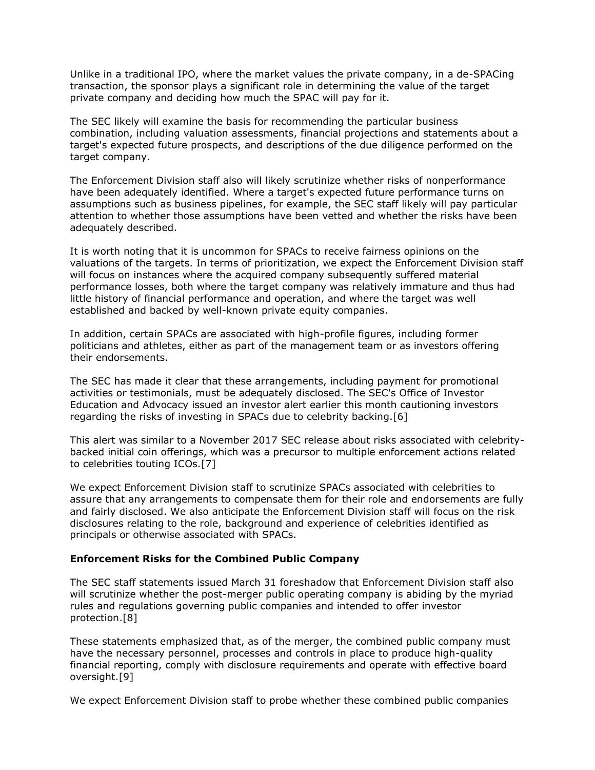Unlike in a traditional IPO, where the market values the private company, in a de-SPACing transaction, the sponsor plays a significant role in determining the value of the target private company and deciding how much the SPAC will pay for it.

The SEC likely will examine the basis for recommending the particular business combination, including valuation assessments, financial projections and statements about a target's expected future prospects, and descriptions of the due diligence performed on the target company.

The Enforcement Division staff also will likely scrutinize whether risks of nonperformance have been adequately identified. Where a target's expected future performance turns on assumptions such as business pipelines, for example, the SEC staff likely will pay particular attention to whether those assumptions have been vetted and whether the risks have been adequately described.

It is worth noting that it is uncommon for SPACs to receive fairness opinions on the valuations of the targets. In terms of prioritization, we expect the Enforcement Division staff will focus on instances where the acquired company subsequently suffered material performance losses, both where the target company was relatively immature and thus had little history of financial performance and operation, and where the target was well established and backed by well-known private equity companies.

In addition, certain SPACs are associated with high-profile figures, including former politicians and athletes, either as part of the management team or as investors offering their endorsements.

The SEC has made it clear that these arrangements, including payment for promotional activities or testimonials, must be adequately disclosed. The SEC's Office of Investor Education and Advocacy issued an investor alert earlier this month cautioning investors regarding the risks of investing in SPACs due to celebrity backing.[6]

This alert was similar to a November 2017 SEC release about risks associated with celebrity-backed initial coin offerings, which was a precursor to multiple enforcement actions related to celebrities touting ICOs.[7]

We expect Enforcement Division staff to scrutinize SPACs associated with celebrities to assure that any arrangements to compensate them for their role and endorsements are fully and fairly disclosed. We also anticipate the Enforcement Division staff will focus on the risk disclosures relating to the role, background and experience of celebrities identified as principals or otherwise associated with SPACs.

**Enforcement Risks for the Combined Public Company**

The SEC staff statements issued March 31 foreshadow that Enforcement Division staff also will scrutinize whether the post-merger public operating company is abiding by the myriad rules and regulations governing public companies and intended to offer investor protection.[8]

These statements emphasized that, as of the merger, the combined public company must have the necessary personnel, processes and controls in place to produce high-quality financial reporting, comply with disclosure requirements and operate with effective board oversight.[9]

We expect Enforcement Division staff to probe whether these combined public companies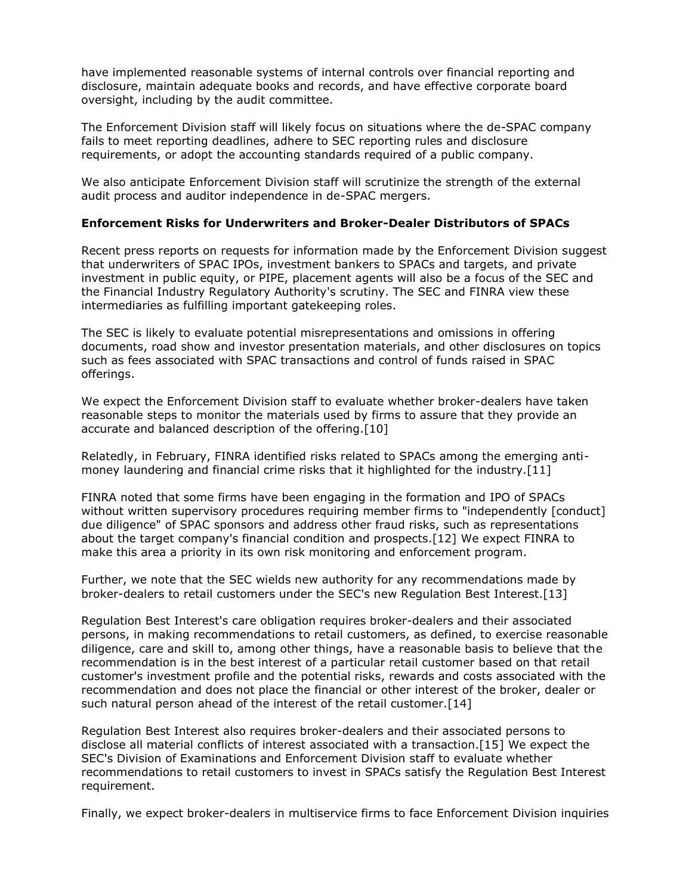have implemented reasonable systems of internal controls over financial reporting and disclosure, maintain adequate books and records, and have effective corporate board oversight, including by the audit committee.

The Enforcement Division staff will likely focus on situations where the de-SPAC company fails to meet reporting deadlines, adhere to SEC reporting rules and disclosure requirements, or adopt the accounting standards required of a public company.

We also anticipate Enforcement Division staff will scrutinize the strength of the external audit process and auditor independence in de-SPAC mergers.

**Enforcement Risks for Underwriters and Broker-Dealer Distributors of SPACs**

Recent press reports on requests for information made by the Enforcement Division suggest that underwriters of SPAC IPOs, investment bankers to SPACs and targets, and private investment in public equity, or PIPE, placement agents will also be a focus of the SEC and the Financial Industry Regulatory Authority's scrutiny. The SEC and FINRA view these intermediaries as fulfilling important gatekeeping roles.

The SEC is likely to evaluate potential misrepresentations and omissions in offering documents, road show and investor presentation materials, and other disclosures on topics such as fees associated with SPAC transactions and control of funds raised in SPAC offerings.

We expect the Enforcement Division staff to evaluate whether broker-dealers have taken reasonable steps to monitor the materials used by firms to assure that they provide an accurate and balanced description of the offering.[10]

Relatedly, in February, FINRA identified risks related to SPACs among the emerging anti-money laundering and financial crime risks that it highlighted for the industry.[11]

FINRA noted that some firms have been engaging in the formation and IPO of SPACs without written supervisory procedures requiring member firms to "independently [conduct] due diligence" of SPAC sponsors and address other fraud risks, such as representations about the target company's financial condition and prospects.[12] We expect FINRA to make this area a priority in its own risk monitoring and enforcement program.

Further, we note that the SEC wields new authority for any recommendations made by broker-dealers to retail customers under the SEC's new Regulation Best Interest.[13]

Regulation Best Interest's care obligation requires broker-dealers and their associated persons, in making recommendations to retail customers, as defined, to exercise reasonable diligence, care and skill to, among other things, have a reasonable basis to believe that the recommendation is in the best interest of a particular retail customer based on that retail customer's investment profile and the potential risks, rewards and costs associated with the recommendation and does not place the financial or other interest of the broker, dealer or such natural person ahead of the interest of the retail customer.[14]

Regulation Best Interest also requires broker-dealers and their associated persons to disclose all material conflicts of interest associated with a transaction.[15] We expect the SEC's Division of Examinations and Enforcement Division staff to evaluate whether recommendations to retail customers to invest in SPACs satisfy the Regulation Best Interest requirement.

Finally, we expect broker-dealers in multiservice firms to face Enforcement Division inquiries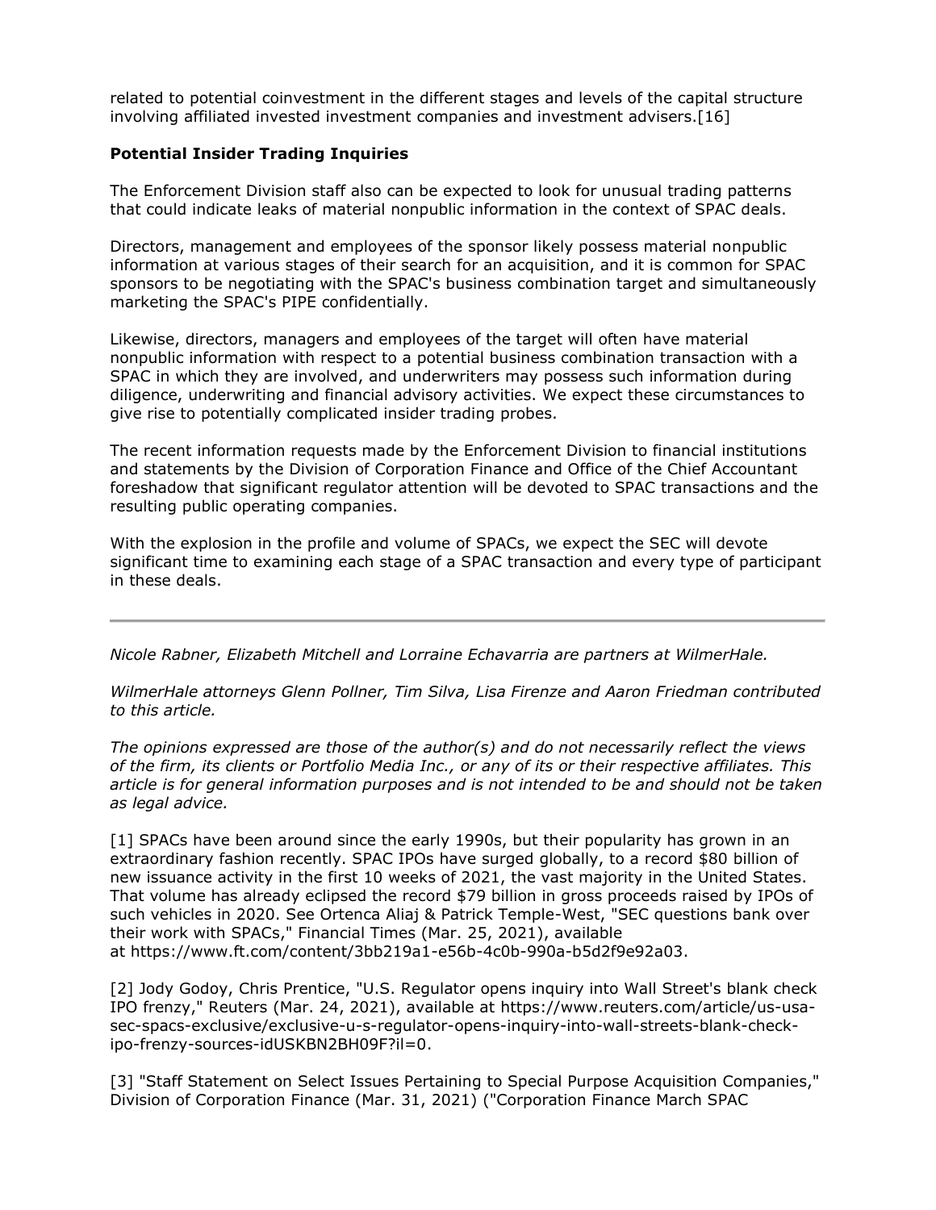related to potential coinvestment in the different stages and levels of the capital structure involving affiliated invested investment companies and investment advisers.[16]

**Potential Insider Trading Inquiries**

The Enforcement Division staff also can be expected to look for unusual trading patterns that could indicate leaks of material nonpublic information in the context of SPAC deals.

Directors, management and employees of the sponsor likely possess material nonpublic information at various stages of their search for an acquisition, and it is common for SPAC sponsors to be negotiating with the SPAC's business combination target and simultaneously marketing the SPAC's PIPE confidentially.

Likewise, directors, managers and employees of the target will often have material nonpublic information with respect to a potential business combination transaction with a SPAC in which they are involved, and underwriters may possess such information during diligence, underwriting and financial advisory activities. We expect these circumstances to give rise to potentially complicated insider trading probes.

The recent information requests made by the Enforcement Division to financial institutions and statements by the Division of Corporation Finance and Office of the Chief Accountant foreshadow that significant regulator attention will be devoted to SPAC transactions and the resulting public operating companies.

With the explosion in the profile and volume of SPACs, we expect the SEC will devote significant time to examining each stage of a SPAC transaction and every type of participant in these deals.

---

*Nicole Rabner, Elizabeth Mitchell and Lorraine Echavarria are partners at WilmerHale.*

*WilmerHale attorneys Glenn Pollner, Tim Silva, Lisa Firenze and Aaron Friedman contributed to this article.*

*The opinions expressed are those of the author(s) and do not necessarily reflect the views of the firm, its clients or Portfolio Media Inc., or any of its or their respective affiliates. This article is for general information purposes and is not intended to be and should not be taken as legal advice.*

[1] SPACs have been around since the early 1990s, but their popularity has grown in an extraordinary fashion recently. SPAC IPOs have surged globally, to a record $80 billion of new issuance activity in the first 10 weeks of 2021, the vast majority in the United States. That volume has already eclipsed the record $79 billion in gross proceeds raised by IPOs of such vehicles in 2020. See Ortenca Aliaj & Patrick Temple-West, "SEC questions bank over their work with SPACs," Financial Times (Mar. 25, 2021), available at https://www.ft.com/content/3bb219a1-e56b-4c0b-990a-b5d2f9e92a03.

[2] Jody Godoy, Chris Prentice, "U.S. Regulator opens inquiry into Wall Street's blank check IPO frenzy," Reuters (Mar. 24, 2021), available at https://www.reuters.com/article/us-usa-sec-spacs-exclusive/exclusive-u-s-regulator-opens-inquiry-into-wall-streets-blank-check-ipo-frenzy-sources-idUSKBN2BH09F?il=0.

[3] "Staff Statement on Select Issues Pertaining to Special Purpose Acquisition Companies," Division of Corporation Finance (Mar. 31, 2021) ("Corporation Finance March SPAC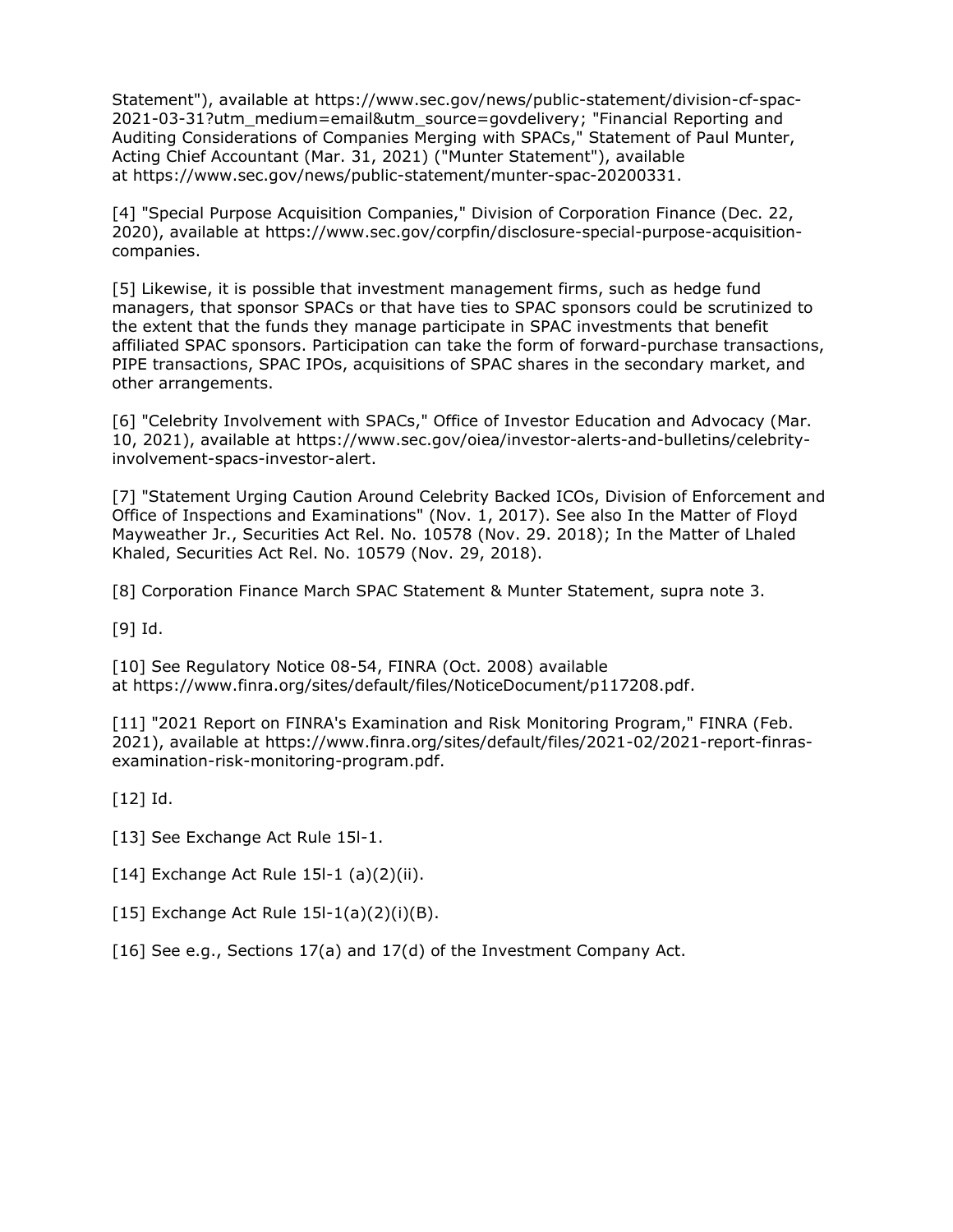Statement"), available at https://www.sec.gov/news/public-statement/division-cf-spac-2021-03-31?utm_medium=email&utm_source=govdelivery; "Financial Reporting and Auditing Considerations of Companies Merging with SPACs," Statement of Paul Munter, Acting Chief Accountant (Mar. 31, 2021) ("Munter Statement"), available at https://www.sec.gov/news/public-statement/munter-spac-20200331.

[4] "Special Purpose Acquisition Companies," Division of Corporation Finance (Dec. 22, 2020), available at https://www.sec.gov/corpfin/disclosure-special-purpose-acquisition-companies.

[5] Likewise, it is possible that investment management firms, such as hedge fund managers, that sponsor SPACs or that have ties to SPAC sponsors could be scrutinized to the extent that the funds they manage participate in SPAC investments that benefit affiliated SPAC sponsors. Participation can take the form of forward-purchase transactions, PIPE transactions, SPAC IPOs, acquisitions of SPAC shares in the secondary market, and other arrangements.

[6] "Celebrity Involvement with SPACs," Office of Investor Education and Advocacy (Mar. 10, 2021), available at https://www.sec.gov/oiea/investor-alerts-and-bulletins/celebrity-involvement-spacs-investor-alert.

[7] "Statement Urging Caution Around Celebrity Backed ICOs, Division of Enforcement and Office of Inspections and Examinations" (Nov. 1, 2017). See also In the Matter of Floyd Mayweather Jr., Securities Act Rel. No. 10578 (Nov. 29. 2018); In the Matter of Lhaled Khaled, Securities Act Rel. No. 10579 (Nov. 29, 2018).

[8] Corporation Finance March SPAC Statement & Munter Statement, supra note 3.

[9] Id.

[10] See Regulatory Notice 08-54, FINRA (Oct. 2008) available at https://www.finra.org/sites/default/files/NoticeDocument/p117208.pdf.

[11] "2021 Report on FINRA's Examination and Risk Monitoring Program," FINRA (Feb. 2021), available at https://www.finra.org/sites/default/files/2021-02/2021-report-finras-examination-risk-monitoring-program.pdf.

[12] Id.

[13] See Exchange Act Rule 15l-1.

[14] Exchange Act Rule 15l-1 (a)(2)(ii).

[15] Exchange Act Rule 15l-1(a)(2)(i)(B).

[16] See e.g., Sections 17(a) and 17(d) of the Investment Company Act.